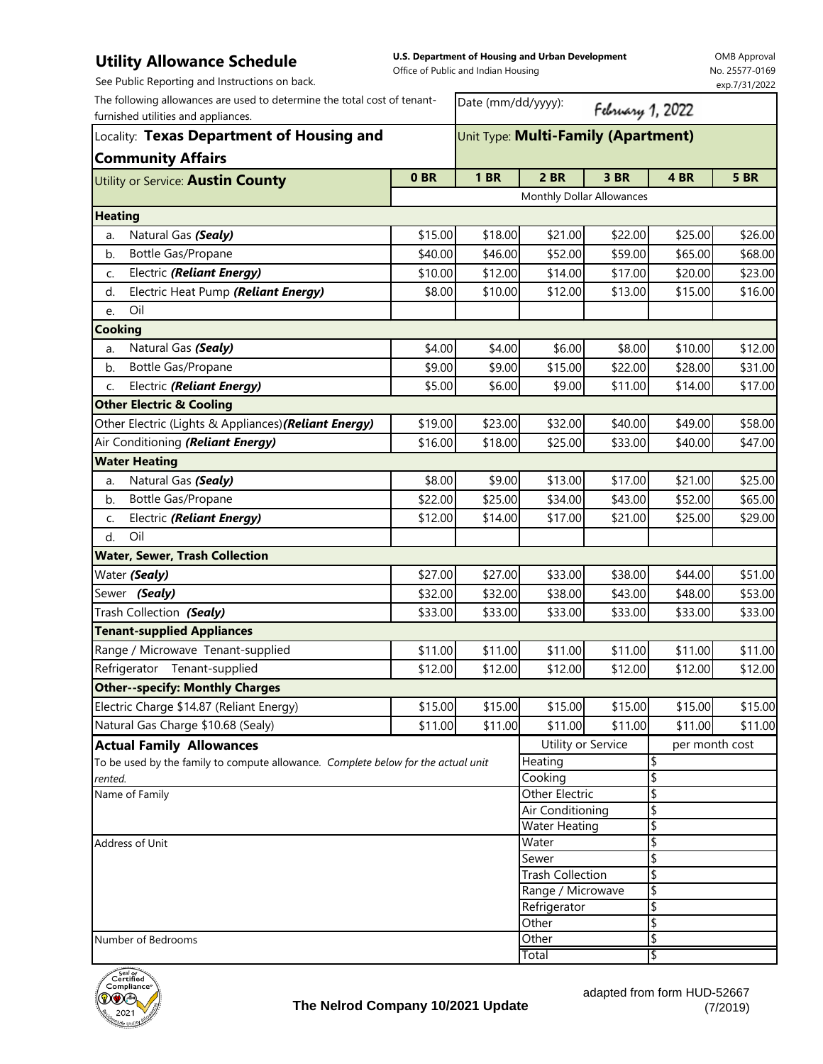# Utility Allowance Schedule

**U.S. Department of Housing and Urban Development**
Office of Public and Indian Housing

OMB Approval
No. 25577-0169
exp.7/31/2022

See Public Reporting and Instructions on back.

The following allowances are used to determine the total cost of tenant-furnished utilities and appliances.

Date (mm/dd/yyyy): February 1, 2022

Locality: **Texas Department of Housing and Community Affairs**

Unit Type: **Multi-Family (Apartment)**

| Utility or Service: **Austin County** | 0 BR | 1 BR | 2 BR | 3 BR | 4 BR | 5 BR |
|---|---|---|---|---|---|---|
| | Monthly Dollar Allowances | | | | | |
| **Heating** | | | | | | |
| a. Natural Gas ***(Sealy)*** | $15.00 | $18.00 | $21.00 | $22.00 | $25.00 | $26.00 |
| b. Bottle Gas/Propane | $40.00 | $46.00 | $52.00 | $59.00 | $65.00 | $68.00 |
| c. Electric ***(Reliant Energy)*** | $10.00 | $12.00 | $14.00 | $17.00 | $20.00 | $23.00 |
| d. Electric Heat Pump ***(Reliant Energy)*** | $8.00 | $10.00 | $12.00 | $13.00 | $15.00 | $16.00 |
| e. Oil | | | | | | |
| **Cooking** | | | | | | |
| a. Natural Gas ***(Sealy)*** | $4.00 | $4.00 | $6.00 | $8.00 | $10.00 | $12.00 |
| b. Bottle Gas/Propane | $9.00 | $9.00 | $15.00 | $22.00 | $28.00 | $31.00 |
| c. Electric ***(Reliant Energy)*** | $5.00 | $6.00 | $9.00 | $11.00 | $14.00 | $17.00 |
| **Other Electric & Cooling** | | | | | | |
| Other Electric (Lights & Appliances) ***(Reliant Energy)*** | $19.00 | $23.00 | $32.00 | $40.00 | $49.00 | $58.00 |
| Air Conditioning ***(Reliant Energy)*** | $16.00 | $18.00 | $25.00 | $33.00 | $40.00 | $47.00 |
| **Water Heating** | | | | | | |
| a. Natural Gas ***(Sealy)*** | $8.00 | $9.00 | $13.00 | $17.00 | $21.00 | $25.00 |
| b. Bottle Gas/Propane | $22.00 | $25.00 | $34.00 | $43.00 | $52.00 | $65.00 |
| c. Electric ***(Reliant Energy)*** | $12.00 | $14.00 | $17.00 | $21.00 | $25.00 | $29.00 |
| d. Oil | | | | | | |
| **Water, Sewer, Trash Collection** | | | | | | |
| Water ***(Sealy)*** | $27.00 | $27.00 | $33.00 | $38.00 | $44.00 | $51.00 |
| Sewer ***(Sealy)*** | $32.00 | $32.00 | $38.00 | $43.00 | $48.00 | $53.00 |
| Trash Collection ***(Sealy)*** | $33.00 | $33.00 | $33.00 | $33.00 | $33.00 | $33.00 |
| **Tenant-supplied Appliances** | | | | | | |
| Range / Microwave Tenant-supplied | $11.00 | $11.00 | $11.00 | $11.00 | $11.00 | $11.00 |
| Refrigerator Tenant-supplied | $12.00 | $12.00 | $12.00 | $12.00 | $12.00 | $12.00 |
| **Other--specify: Monthly Charges** | | | | | | |
| Electric Charge $14.87 (Reliant Energy) | $15.00 | $15.00 | $15.00 | $15.00 | $15.00 | $15.00 |
| Natural Gas Charge $10.68 (Sealy) | $11.00 | $11.00 | $11.00 | $11.00 | $11.00 | $11.00 |

**Actual Family Allowances**

To be used by the family to compute allowance. *Complete below for the actual unit rented.*

Name of Family

Address of Unit

Number of Bedrooms

| Utility or Service | per month cost |
|---|---|
| Heating | $ |
| Cooking | $ |
| Other Electric | $ |
| Air Conditioning | $ |
| Water Heating | $ |
| Water | $ |
| Sewer | $ |
| Trash Collection | $ |
| Range / Microwave | $ |
| Refrigerator | $ |
| Other | $ |
| Other | $ |
| Total | $ |

**The Nelrod Company 10/2021 Update**

adapted from form HUD-52667 (7/2019)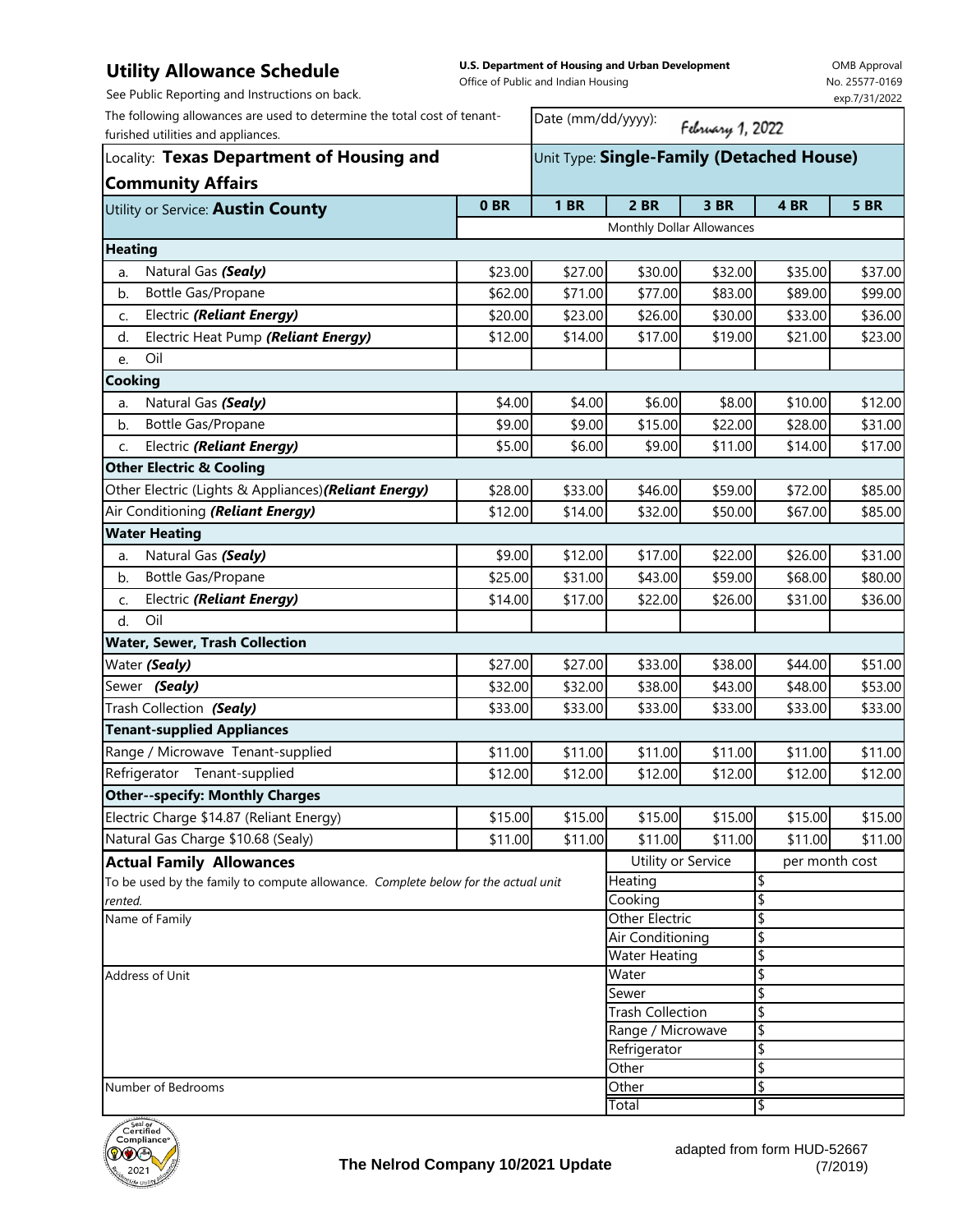# Utility Allowance Schedule

**U.S. Department of Housing and Urban Development**
Office of Public and Indian Housing

OMB Approval No. 25577-0169 exp.7/31/2022

See Public Reporting and Instructions on back.

The following allowances are used to determine the total cost of tenant-furished utilities and appliances.

Date (mm/dd/yyyy): February 1, 2022

Locality: **Texas Department of Housing and Community Affairs**

Unit Type: **Single-Family (Detached House)**

| Utility or Service: **Austin County** | 0 BR | 1 BR | 2 BR | 3 BR | 4 BR | 5 BR |
|---|---|---|---|---|---|---|
| | Monthly Dollar Allowances | | | | | |
| **Heating** | | | | | | |
| a. Natural Gas ***(Sealy)*** | $23.00 | $27.00 | $30.00 | $32.00 | $35.00 | $37.00 |
| b. Bottle Gas/Propane | $62.00 | $71.00 | $77.00 | $83.00 | $89.00 | $99.00 |
| c. Electric ***(Reliant Energy)*** | $20.00 | $23.00 | $26.00 | $30.00 | $33.00 | $36.00 |
| d. Electric Heat Pump ***(Reliant Energy)*** | $12.00 | $14.00 | $17.00 | $19.00 | $21.00 | $23.00 |
| e. Oil | | | | | | |
| **Cooking** | | | | | | |
| a. Natural Gas ***(Sealy)*** | $4.00 | $4.00 | $6.00 | $8.00 | $10.00 | $12.00 |
| b. Bottle Gas/Propane | $9.00 | $9.00 | $15.00 | $22.00 | $28.00 | $31.00 |
| c. Electric ***(Reliant Energy)*** | $5.00 | $6.00 | $9.00 | $11.00 | $14.00 | $17.00 |
| **Other Electric & Cooling** | | | | | | |
| Other Electric (Lights & Appliances) ***(Reliant Energy)*** | $28.00 | $33.00 | $46.00 | $59.00 | $72.00 | $85.00 |
| Air Conditioning ***(Reliant Energy)*** | $12.00 | $14.00 | $32.00 | $50.00 | $67.00 | $85.00 |
| **Water Heating** | | | | | | |
| a. Natural Gas ***(Sealy)*** | $9.00 | $12.00 | $17.00 | $22.00 | $26.00 | $31.00 |
| b. Bottle Gas/Propane | $25.00 | $31.00 | $43.00 | $59.00 | $68.00 | $80.00 |
| c. Electric ***(Reliant Energy)*** | $14.00 | $17.00 | $22.00 | $26.00 | $31.00 | $36.00 |
| d. Oil | | | | | | |
| **Water, Sewer, Trash Collection** | | | | | | |
| Water ***(Sealy)*** | $27.00 | $27.00 | $33.00 | $38.00 | $44.00 | $51.00 |
| Sewer ***(Sealy)*** | $32.00 | $32.00 | $38.00 | $43.00 | $48.00 | $53.00 |
| Trash Collection ***(Sealy)*** | $33.00 | $33.00 | $33.00 | $33.00 | $33.00 | $33.00 |
| **Tenant-supplied Appliances** | | | | | | |
| Range / Microwave Tenant-supplied | $11.00 | $11.00 | $11.00 | $11.00 | $11.00 | $11.00 |
| Refrigerator Tenant-supplied | $12.00 | $12.00 | $12.00 | $12.00 | $12.00 | $12.00 |
| **Other--specify: Monthly Charges** | | | | | | |
| Electric Charge $14.87 (Reliant Energy) | $15.00 | $15.00 | $15.00 | $15.00 | $15.00 | $15.00 |
| Natural Gas Charge $10.68 (Sealy) | $11.00 | $11.00 | $11.00 | $11.00 | $11.00 | $11.00 |

**Actual Family Allowances**

To be used by the family to compute allowance. *Complete below for the actual unit rented.*

Name of Family

Address of Unit

Number of Bedrooms

| Utility or Service | per month cost |
|---|---|
| Heating | $ |
| Cooking | $ |
| Other Electric | $ |
| Air Conditioning | $ |
| Water Heating | $ |
| Water | $ |
| Sewer | $ |
| Trash Collection | $ |
| Range / Microwave | $ |
| Refrigerator | $ |
| Other | $ |
| Other | $ |
| Total | $ |

**The Nelrod Company 10/2021 Update**

adapted from form HUD-52667 (7/2019)